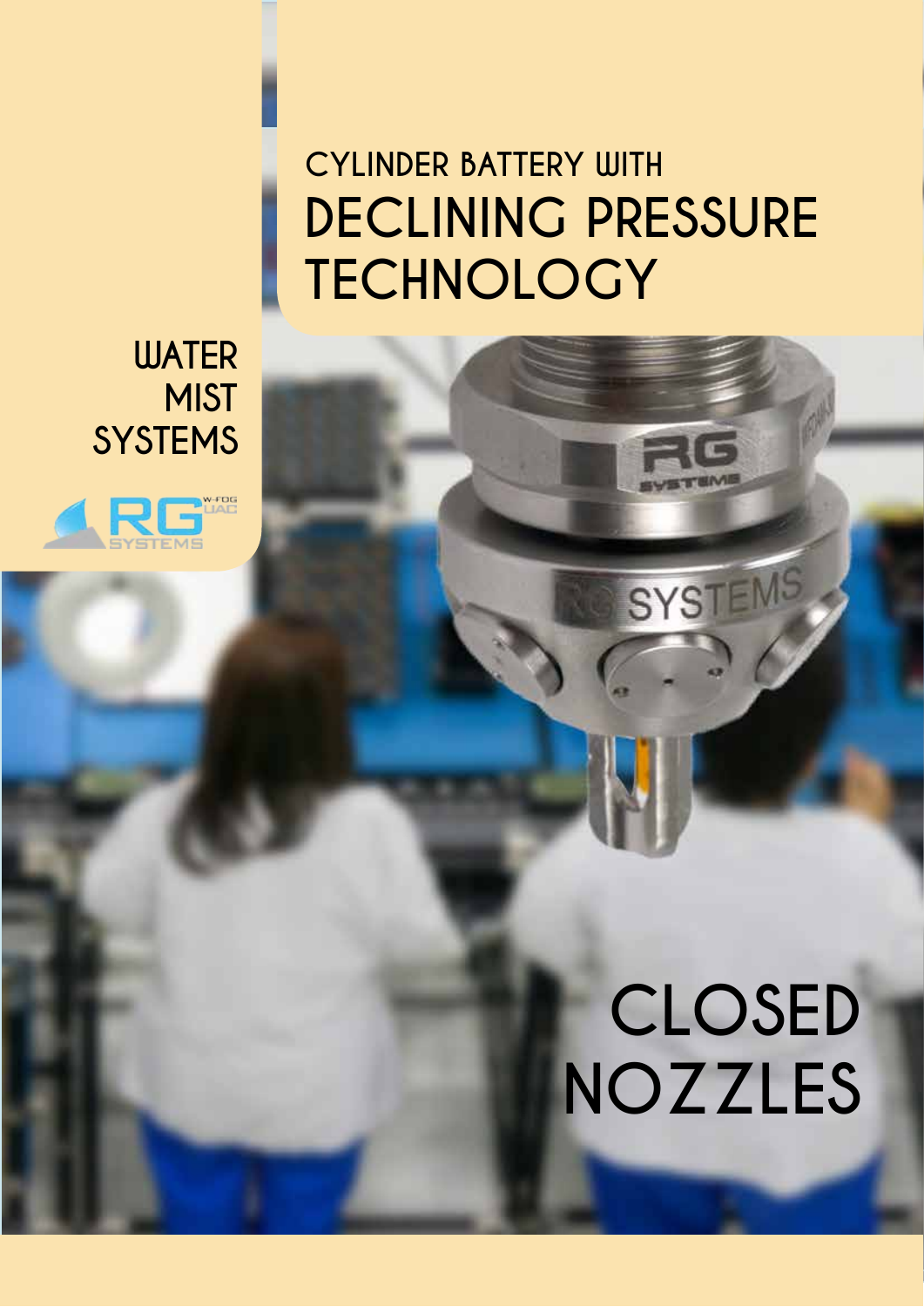# CYLINDER BATTERY WITH DECLINING PRESSURE TECHNOLOGY

WATER MIST SYSTEMS

RG SYSTEMS

# CLOSED NOZZLES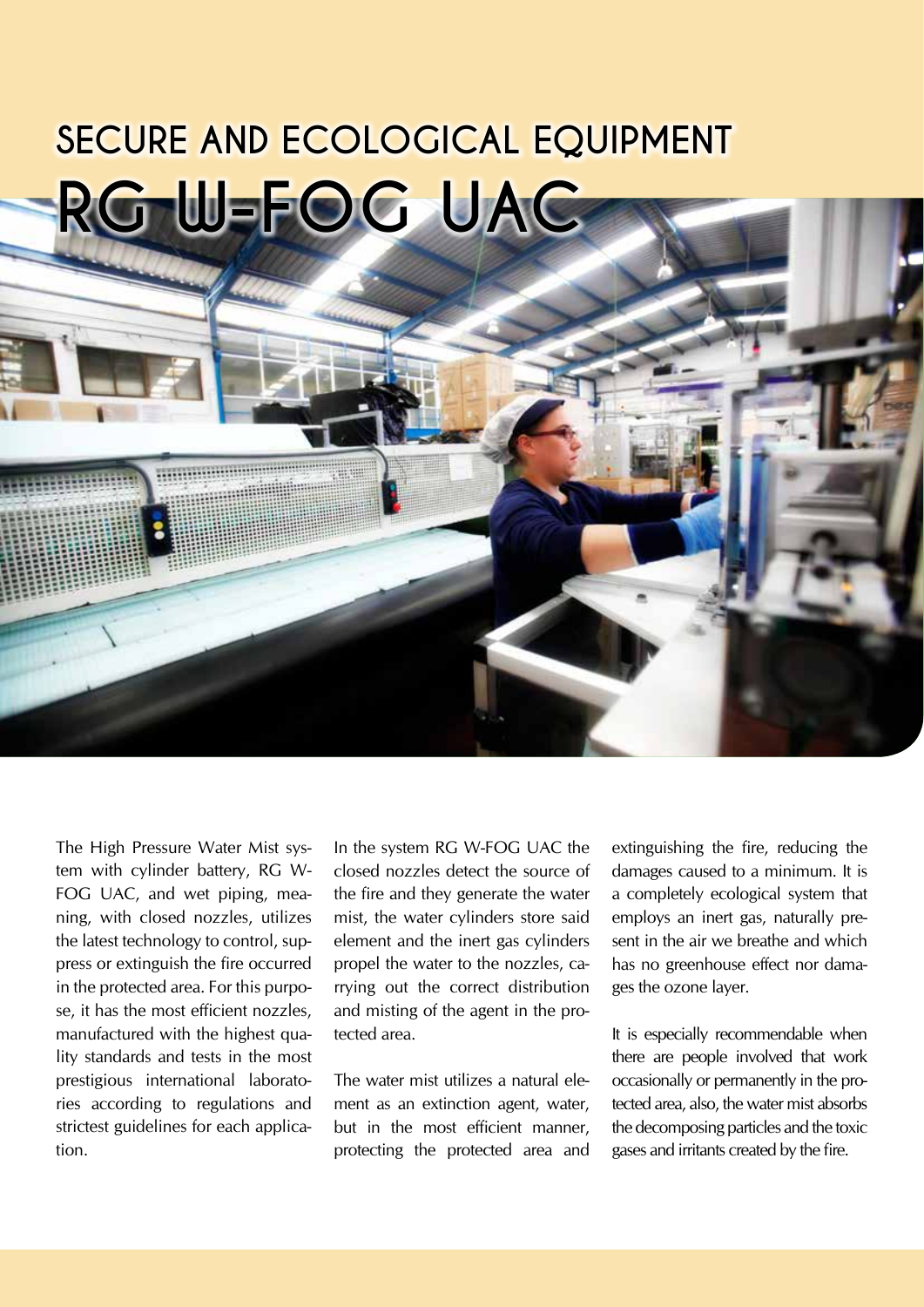# SECURE AND ECOLOGICAL EQUIPMENT

# RG W-FOG UAC

The High Pressure Water Mist system with cylinder battery, RG W-FOG UAC, and wet piping, meaning, with closed nozzles, utilizes the latest technology to control, suppress or extinguish the fire occurred in the protected area. For this purpose, it has the most efficient nozzles, manufactured with the highest quality standards and tests in the most prestigious international laboratories according to regulations and strictest guidelines for each application.

In the system RG W-FOG UAC the closed nozzles detect the source of the fire and they generate the water mist, the water cylinders store said element and the inert gas cylinders propel the water to the nozzles, carrying out the correct distribution and misting of the agent in the protected area.

The water mist utilizes a natural element as an extinction agent, water, but in the most efficient manner, protecting the protected area and extinguishing the fire, reducing the damages caused to a minimum. It is a completely ecological system that employs an inert gas, naturally present in the air we breathe and which has no greenhouse effect nor damages the ozone layer.

It is especially recommendable when there are people involved that work occasionally or permanently in the protected area, also, the water mist absorbs the decomposing particles and the toxic gases and irritants created by the fire.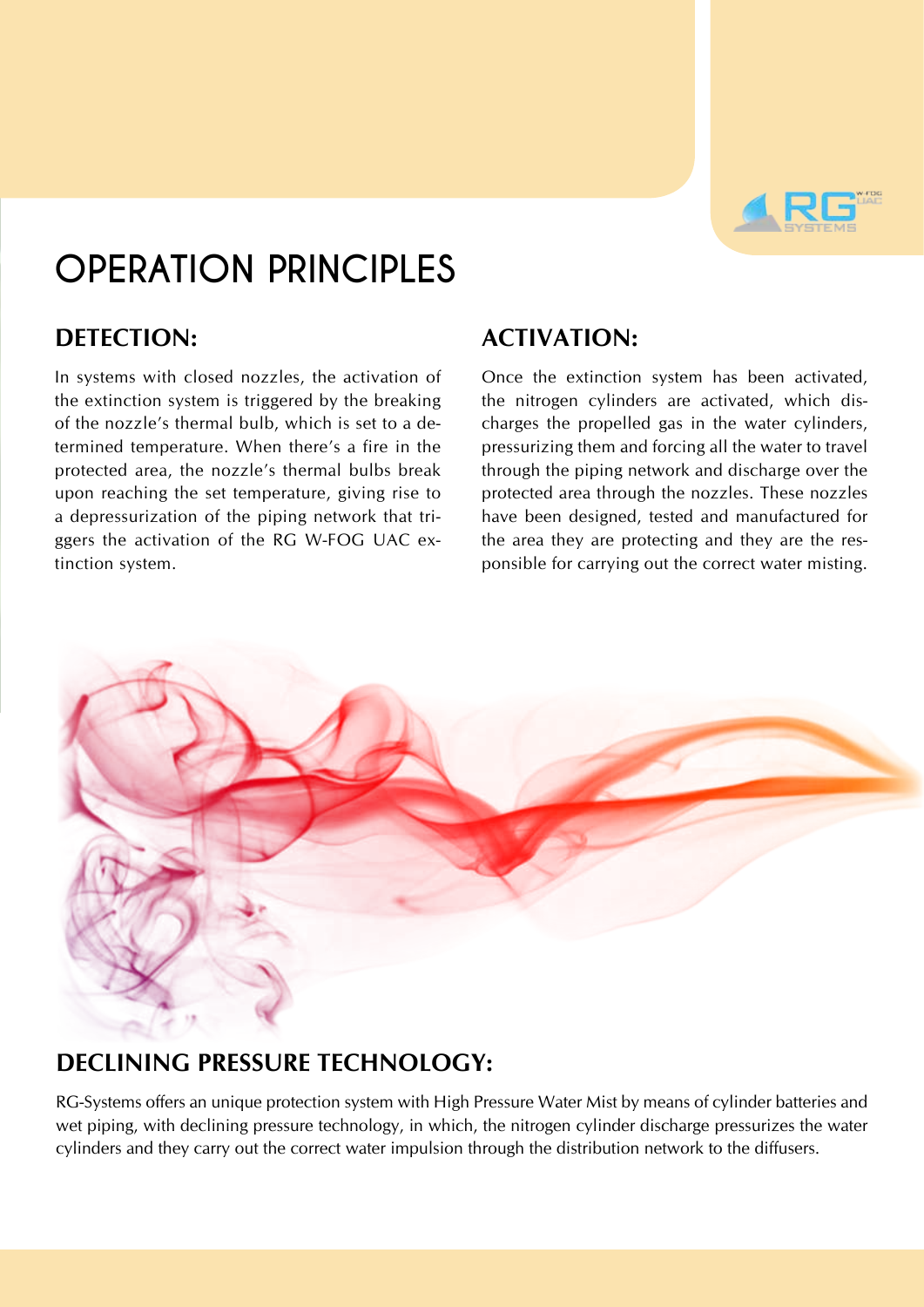# OPERATION PRINCIPLES

## DETECTION:

In systems with closed nozzles, the activation of the extinction system is triggered by the breaking of the nozzle's thermal bulb, which is set to a determined temperature. When there's a fire in the protected area, the nozzle's thermal bulbs break upon reaching the set temperature, giving rise to a depressurization of the piping network that triggers the activation of the RG W-FOG UAC extinction system.

## ACTIVATION:

Once the extinction system has been activated, the nitrogen cylinders are activated, which discharges the propelled gas in the water cylinders, pressurizing them and forcing all the water to travel through the piping network and discharge over the protected area through the nozzles. These nozzles have been designed, tested and manufactured for the area they are protecting and they are the responsible for carrying out the correct water misting.

## DECLINING PRESSURE TECHNOLOGY:

RG-Systems offers an unique protection system with High Pressure Water Mist by means of cylinder batteries and wet piping, with declining pressure technology, in which, the nitrogen cylinder discharge pressurizes the water cylinders and they carry out the correct water impulsion through the distribution network to the diffusers.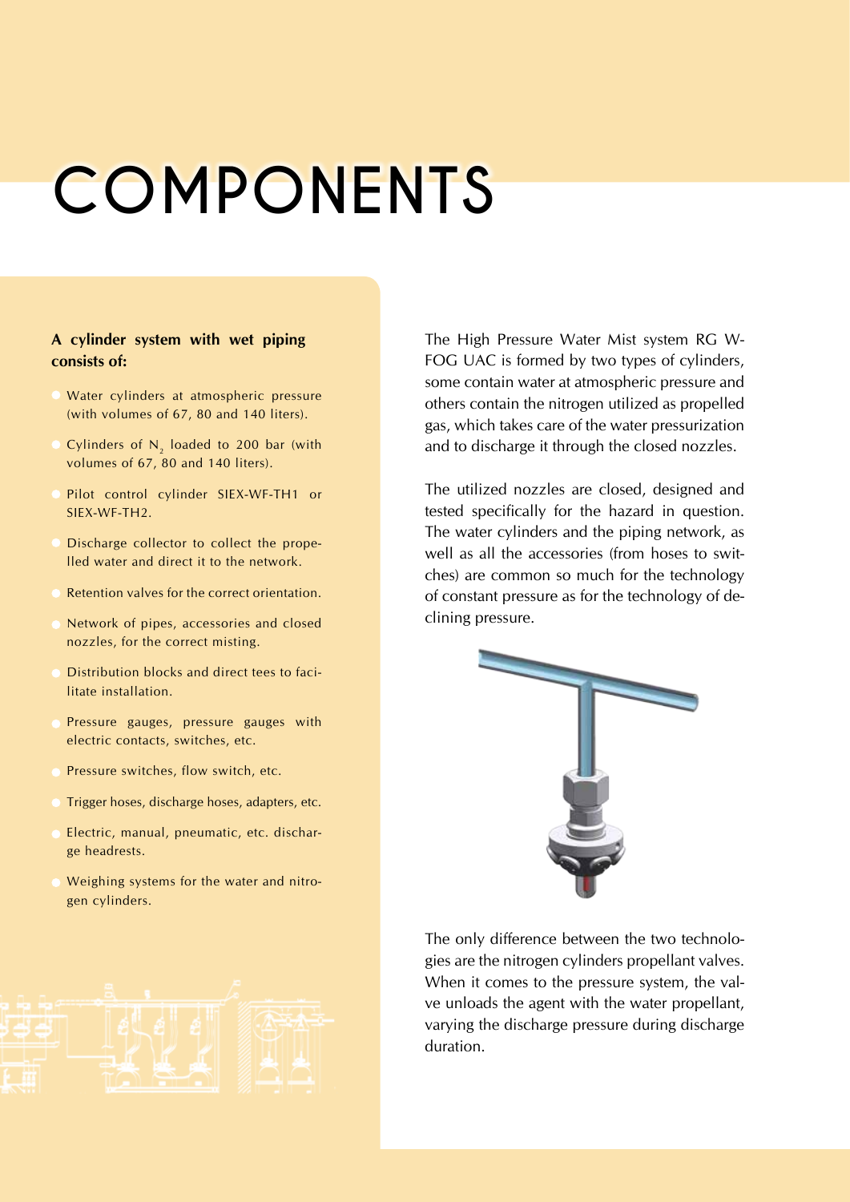# COMPONENTS

**A cylinder system with wet piping consists of:**

- Water cylinders at atmospheric pressure (with volumes of 67, 80 and 140 liters).
- Cylinders of $N_2$ loaded to 200 bar (with volumes of 67, 80 and 140 liters).
- Pilot control cylinder SIEX-WF-TH1 or SIEX-WF-TH2.
- Discharge collector to collect the propelled water and direct it to the network.
- Retention valves for the correct orientation.
- Network of pipes, accessories and closed nozzles, for the correct misting.
- Distribution blocks and direct tees to facilitate installation.
- Pressure gauges, pressure gauges with electric contacts, switches, etc.
- Pressure switches, flow switch, etc.
- Trigger hoses, discharge hoses, adapters, etc.
- Electric, manual, pneumatic, etc. discharge headrests.
- Weighing systems for the water and nitrogen cylinders.

The High Pressure Water Mist system RG W-FOG UAC is formed by two types of cylinders, some contain water at atmospheric pressure and others contain the nitrogen utilized as propelled gas, which takes care of the water pressurization and to discharge it through the closed nozzles.

The utilized nozzles are closed, designed and tested specifically for the hazard in question. The water cylinders and the piping network, as well as all the accessories (from hoses to switches) are common so much for the technology of constant pressure as for the technology of declining pressure.

The only difference between the two technologies are the nitrogen cylinders propellant valves. When it comes to the pressure system, the valve unloads the agent with the water propellant, varying the discharge pressure during discharge duration.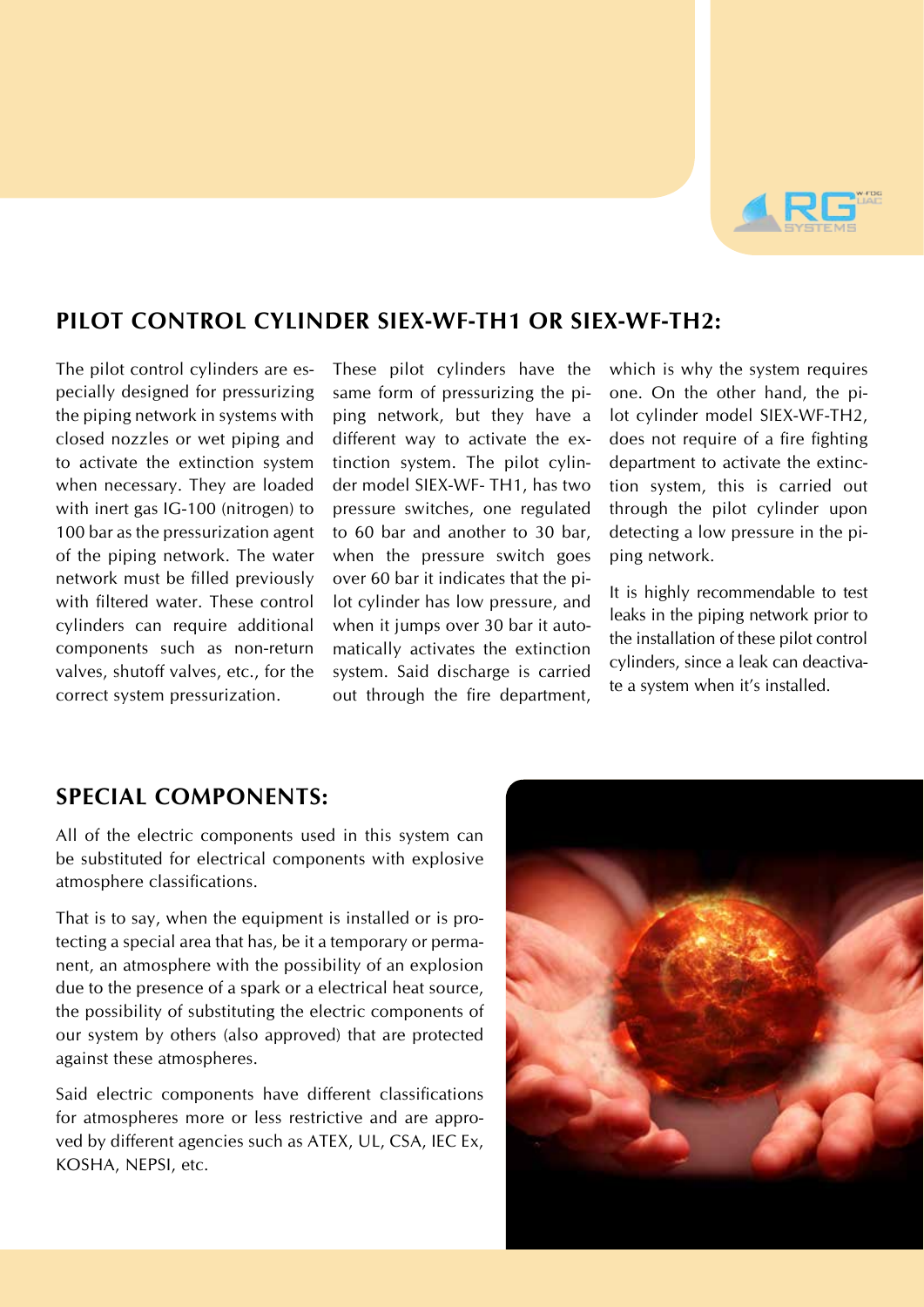## PILOT CONTROL CYLINDER SIEX-WF-TH1 OR SIEX-WF-TH2:

The pilot control cylinders are especially designed for pressurizing the piping network in systems with closed nozzles or wet piping and to activate the extinction system when necessary. They are loaded with inert gas IG-100 (nitrogen) to 100 bar as the pressurization agent of the piping network. The water network must be filled previously with filtered water. These control cylinders can require additional components such as non-return valves, shutoff valves, etc., for the correct system pressurization.

These pilot cylinders have the same form of pressurizing the piping network, but they have a different way to activate the extinction system. The pilot cylinder model SIEX-WF- TH1, has two pressure switches, one regulated to 60 bar and another to 30 bar, when the pressure switch goes over 60 bar it indicates that the pilot cylinder has low pressure, and when it jumps over 30 bar it automatically activates the extinction system. Said discharge is carried out through the fire department, which is why the system requires one. On the other hand, the pilot cylinder model SIEX-WF-TH2, does not require of a fire fighting department to activate the extinction system, this is carried out through the pilot cylinder upon detecting a low pressure in the piping network.

It is highly recommendable to test leaks in the piping network prior to the installation of these pilot control cylinders, since a leak can deactivate a system when it's installed.

## SPECIAL COMPONENTS:

All of the electric components used in this system can be substituted for electrical components with explosive atmosphere classifications.

That is to say, when the equipment is installed or is protecting a special area that has, be it a temporary or permanent, an atmosphere with the possibility of an explosion due to the presence of a spark or a electrical heat source, the possibility of substituting the electric components of our system by others (also approved) that are protected against these atmospheres.

Said electric components have different classifications for atmospheres more or less restrictive and are approved by different agencies such as ATEX, UL, CSA, IEC Ex, KOSHA, NEPSI, etc.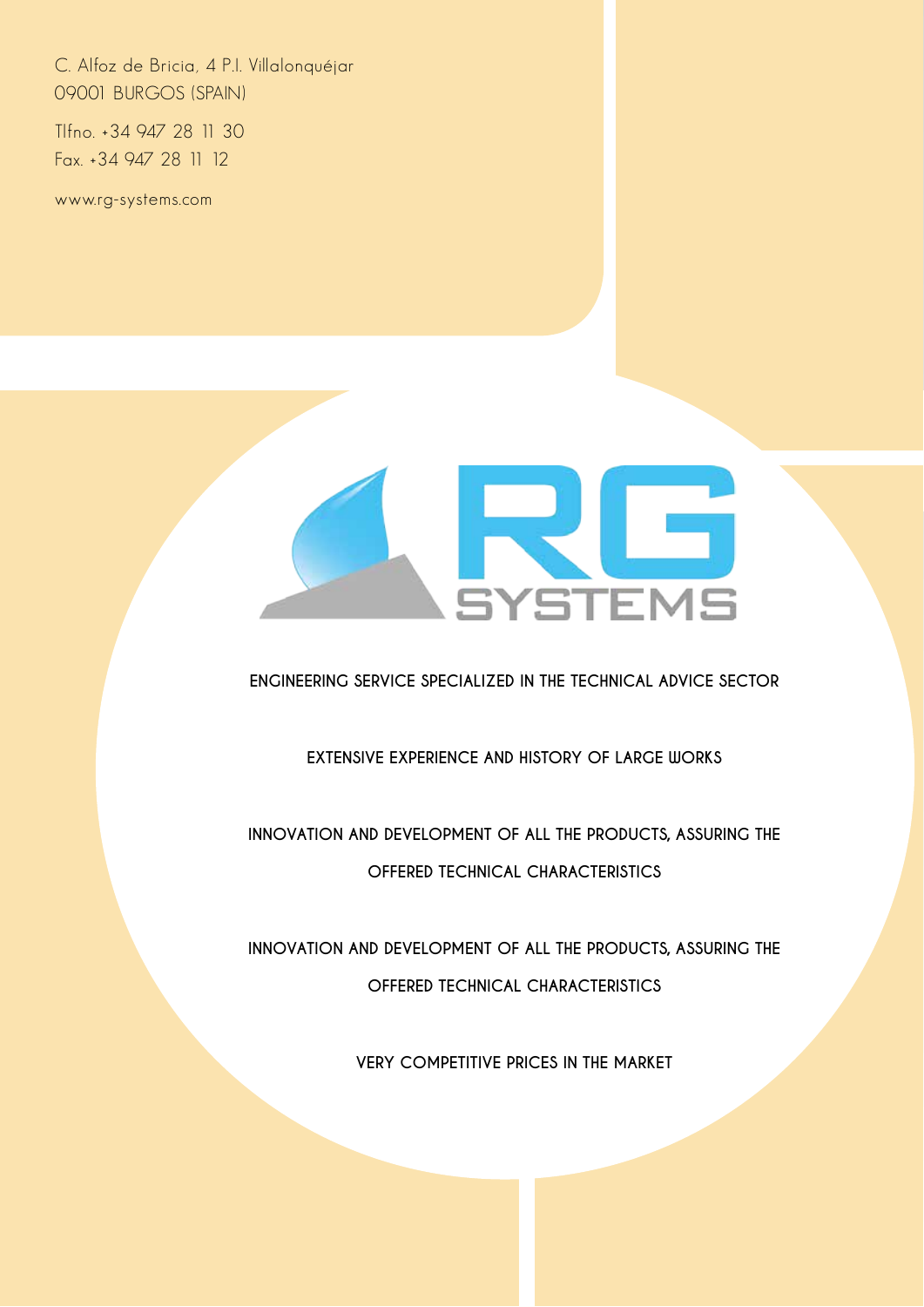C. Alfoz de Bricia, 4 P.I. Villalonquéjar
09001 BURGOS (SPAIN)

Tlfno. +34 947 28 11 30
Fax. +34 947 28 11 12

www.rg-systems.com

RG SYSTEMS

ENGINEERING SERVICE SPECIALIZED IN THE TECHNICAL ADVICE SECTOR

EXTENSIVE EXPERIENCE AND HISTORY OF LARGE WORKS

INNOVATION AND DEVELOPMENT OF ALL THE PRODUCTS, ASSURING THE OFFERED TECHNICAL CHARACTERISTICS

INNOVATION AND DEVELOPMENT OF ALL THE PRODUCTS, ASSURING THE OFFERED TECHNICAL CHARACTERISTICS

VERY COMPETITIVE PRICES IN THE MARKET